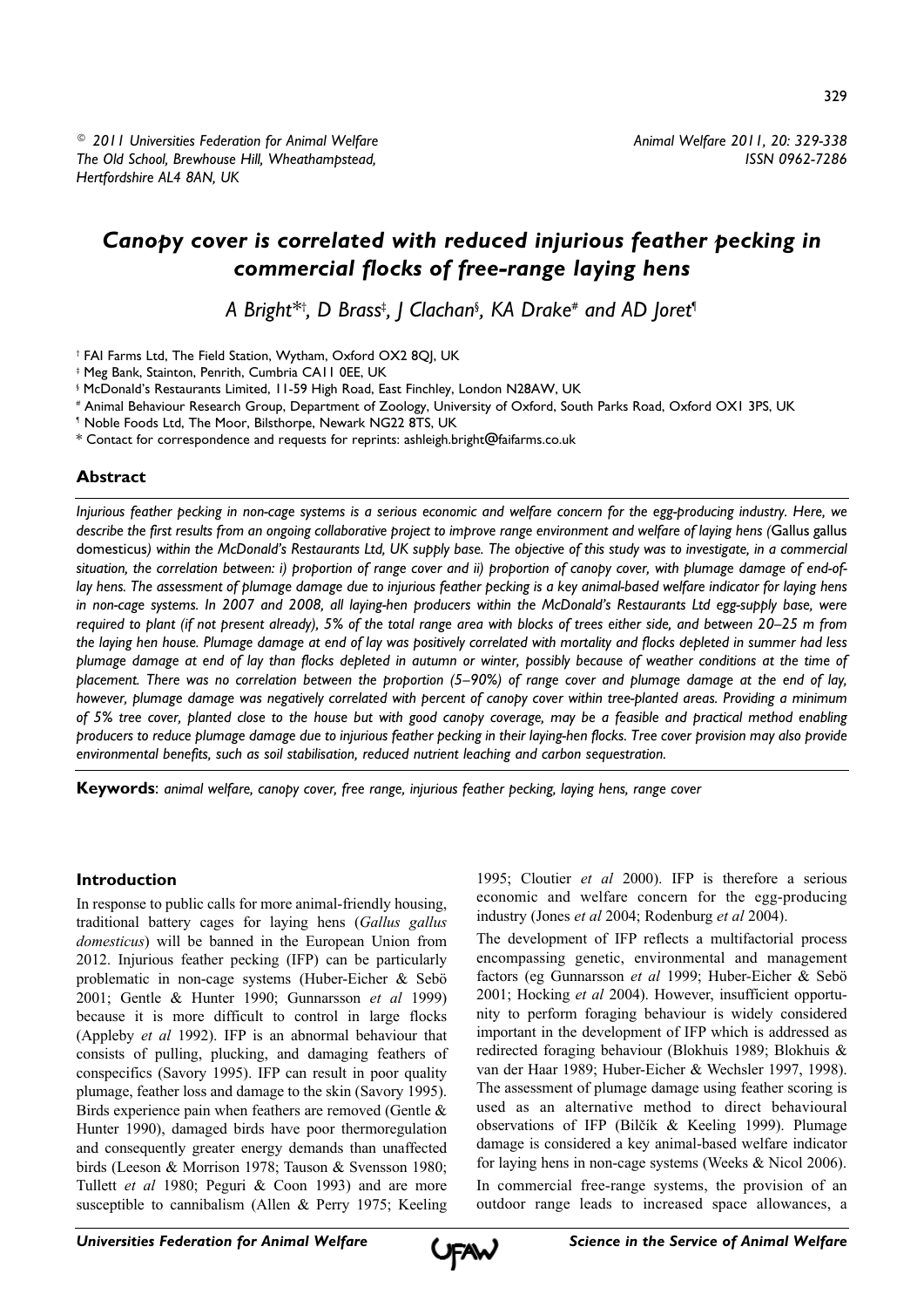© 2011 Universities Federation for Animal Welfare
The Old School, Brewhouse Hill, Wheathampstead,
Hertfordshire AL4 8AN, UK

# *Canopy cover is correlated with reduced injurious feather pecking in commercial flocks of free-range laying hens*

*A Bright*†, D Brass‡, J Clachan§, KA Drake# and AD Joret¶*

† FAI Farms Ltd, The Field Station, Wytham, Oxford OX2 8QJ, UK
‡ Meg Bank, Stainton, Penrith, Cumbria CA11 0EE, UK
§ McDonald's Restaurants Limited, 11-59 High Road, East Finchley, London N28AW, UK
# Animal Behaviour Research Group, Department of Zoology, University of Oxford, South Parks Road, Oxford OX1 3PS, UK
¶ Noble Foods Ltd, The Moor, Bilsthorpe, Newark NG22 8TS, UK
* Contact for correspondence and requests for reprints: ashleigh.bright@faifarms.co.uk

## Abstract

*Injurious feather pecking in non-cage systems is a serious economic and welfare concern for the egg-producing industry. Here, we describe the first results from an ongoing collaborative project to improve range environment and welfare of laying hens (*Gallus gallus domesticus*) within the McDonald's Restaurants Ltd, UK supply base. The objective of this study was to investigate, in a commercial situation, the correlation between: i) proportion of range cover and ii) proportion of canopy cover, with plumage damage of end-of-lay hens. The assessment of plumage damage due to injurious feather pecking is a key animal-based welfare indicator for laying hens in non-cage systems. In 2007 and 2008, all laying-hen producers within the McDonald's Restaurants Ltd egg-supply base, were required to plant (if not present already), 5% of the total range area with blocks of trees either side, and between 20–25 m from the laying hen house. Plumage damage at end of lay was positively correlated with mortality and flocks depleted in summer had less plumage damage at end of lay than flocks depleted in autumn or winter, possibly because of weather conditions at the time of placement. There was no correlation between the proportion (5–90%) of range cover and plumage damage at the end of lay, however, plumage damage was negatively correlated with percent of canopy cover within tree-planted areas. Providing a minimum of 5% tree cover, planted close to the house but with good canopy coverage, may be a feasible and practical method enabling producers to reduce plumage damage due to injurious feather pecking in their laying-hen flocks. Tree cover provision may also provide environmental benefits, such as soil stabilisation, reduced nutrient leaching and carbon sequestration.*

**Keywords**: *animal welfare, canopy cover, free range, injurious feather pecking, laying hens, range cover*

## Introduction

In response to public calls for more animal-friendly housing, traditional battery cages for laying hens (*Gallus gallus domesticus*) will be banned in the European Union from 2012. Injurious feather pecking (IFP) can be particularly problematic in non-cage systems (Huber-Eicher & Sebö 2001; Gentle & Hunter 1990; Gunnarsson *et al* 1999) because it is more difficult to control in large flocks (Appleby *et al* 1992). IFP is an abnormal behaviour that consists of pulling, plucking, and damaging feathers of conspecifics (Savory 1995). IFP can result in poor quality plumage, feather loss and damage to the skin (Savory 1995). Birds experience pain when feathers are removed (Gentle & Hunter 1990), damaged birds have poor thermoregulation and consequently greater energy demands than unaffected birds (Leeson & Morrison 1978; Tauson & Svensson 1980; Tullett *et al* 1980; Peguri & Coon 1993) and are more susceptible to cannibalism (Allen & Perry 1975; Keeling 1995; Cloutier *et al* 2000). IFP is therefore a serious economic and welfare concern for the egg-producing industry (Jones *et al* 2004; Rodenburg *et al* 2004).

The development of IFP reflects a multifactorial process encompassing genetic, environmental and management factors (eg Gunnarsson *et al* 1999; Huber-Eicher & Sebö 2001; Hocking *et al* 2004). However, insufficient opportunity to perform foraging behaviour is widely considered important in the development of IFP which is addressed as redirected foraging behaviour (Blokhuis 1989; Blokhuis & van der Haar 1989; Huber-Eicher & Wechsler 1997, 1998). The assessment of plumage damage using feather scoring is used as an alternative method to direct behavioural observations of IFP (Bilčík & Keeling 1999). Plumage damage is considered a key animal-based welfare indicator for laying hens in non-cage systems (Weeks & Nicol 2006).

In commercial free-range systems, the provision of an outdoor range leads to increased space allowances, a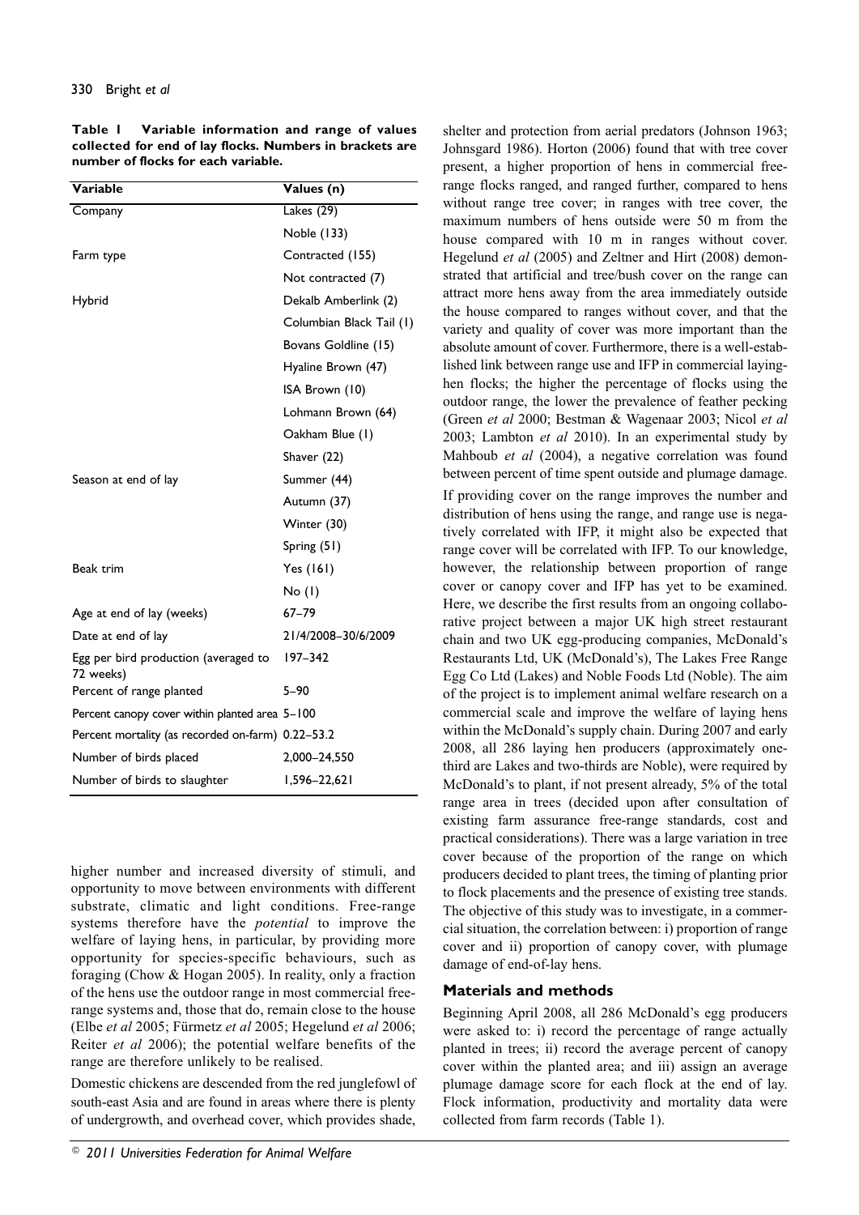**Table 1 Variable information and range of values collected for end of lay flocks. Numbers in brackets are number of flocks for each variable.**

| Variable | Values (n) |
|---|---|
| Company | Lakes (29) |
| | Noble (133) |
| Farm type | Contracted (155) |
| | Not contracted (7) |
| Hybrid | Dekalb Amberlink (2) |
| | Columbian Black Tail (1) |
| | Bovans Goldline (15) |
| | Hyaline Brown (47) |
| | ISA Brown (10) |
| | Lohmann Brown (64) |
| | Oakham Blue (1) |
| | Shaver (22) |
| Season at end of lay | Summer (44) |
| | Autumn (37) |
| | Winter (30) |
| | Spring (51) |
| Beak trim | Yes (161) |
| | No (1) |
| Age at end of lay (weeks) | 67–79 |
| Date at end of lay | 21/4/2008–30/6/2009 |
| Egg per bird production (averaged to 72 weeks) | 197–342 |
| Percent of range planted | 5–90 |
| Percent canopy cover within planted area | 5–100 |
| Percent mortality (as recorded on-farm) | 0.22–53.2 |
| Number of birds placed | 2,000–24,550 |
| Number of birds to slaughter | 1,596–22,621 |

higher number and increased diversity of stimuli, and opportunity to move between environments with different substrate, climatic and light conditions. Free-range systems therefore have the *potential* to improve the welfare of laying hens, in particular, by providing more opportunity for species-specific behaviours, such as foraging (Chow & Hogan 2005). In reality, only a fraction of the hens use the outdoor range in most commercial free-range systems and, those that do, remain close to the house (Elbe *et al* 2005; Fürmetz *et al* 2005; Hegelund *et al* 2006; Reiter *et al* 2006); the potential welfare benefits of the range are therefore unlikely to be realised.

Domestic chickens are descended from the red junglefowl of south-east Asia and are found in areas where there is plenty of undergrowth, and overhead cover, which provides shade, shelter and protection from aerial predators (Johnson 1963; Johnsgard 1986). Horton (2006) found that with tree cover present, a higher proportion of hens in commercial free-range flocks ranged, and ranged further, compared to hens without range tree cover; in ranges with tree cover, the maximum numbers of hens outside were 50 m from the house compared with 10 m in ranges without cover. Hegelund *et al* (2005) and Zeltner and Hirt (2008) demonstrated that artificial and tree/bush cover on the range can attract more hens away from the area immediately outside the house compared to ranges without cover, and that the variety and quality of cover was more important than the absolute amount of cover. Furthermore, there is a well-established link between range use and IFP in commercial laying-hen flocks; the higher the percentage of flocks using the outdoor range, the lower the prevalence of feather pecking (Green *et al* 2000; Bestman & Wagenaar 2003; Nicol *et al* 2003; Lambton *et al* 2010). In an experimental study by Mahboub *et al* (2004), a negative correlation was found between percent of time spent outside and plumage damage.

If providing cover on the range improves the number and distribution of hens using the range, and range use is negatively correlated with IFP, it might also be expected that range cover will be correlated with IFP. To our knowledge, however, the relationship between proportion of range cover or canopy cover and IFP has yet to be examined. Here, we describe the first results from an ongoing collaborative project between a major UK high street restaurant chain and two UK egg-producing companies, McDonald's Restaurants Ltd, UK (McDonald's), The Lakes Free Range Egg Co Ltd (Lakes) and Noble Foods Ltd (Noble). The aim of the project is to implement animal welfare research on a commercial scale and improve the welfare of laying hens within the McDonald's supply chain. During 2007 and early 2008, all 286 laying hen producers (approximately one-third are Lakes and two-thirds are Noble), were required by McDonald's to plant, if not present already, 5% of the total range area in trees (decided upon after consultation of existing farm assurance free-range standards, cost and practical considerations). There was a large variation in tree cover because of the proportion of the range on which producers decided to plant trees, the timing of planting prior to flock placements and the presence of existing tree stands. The objective of this study was to investigate, in a commercial situation, the correlation between: i) proportion of range cover and ii) proportion of canopy cover, with plumage damage of end-of-lay hens.

## Materials and methods

Beginning April 2008, all 286 McDonald's egg producers were asked to: i) record the percentage of range actually planted in trees; ii) record the average percent of canopy cover within the planted area; and iii) assign an average plumage damage score for each flock at the end of lay. Flock information, productivity and mortality data were collected from farm records (Table 1).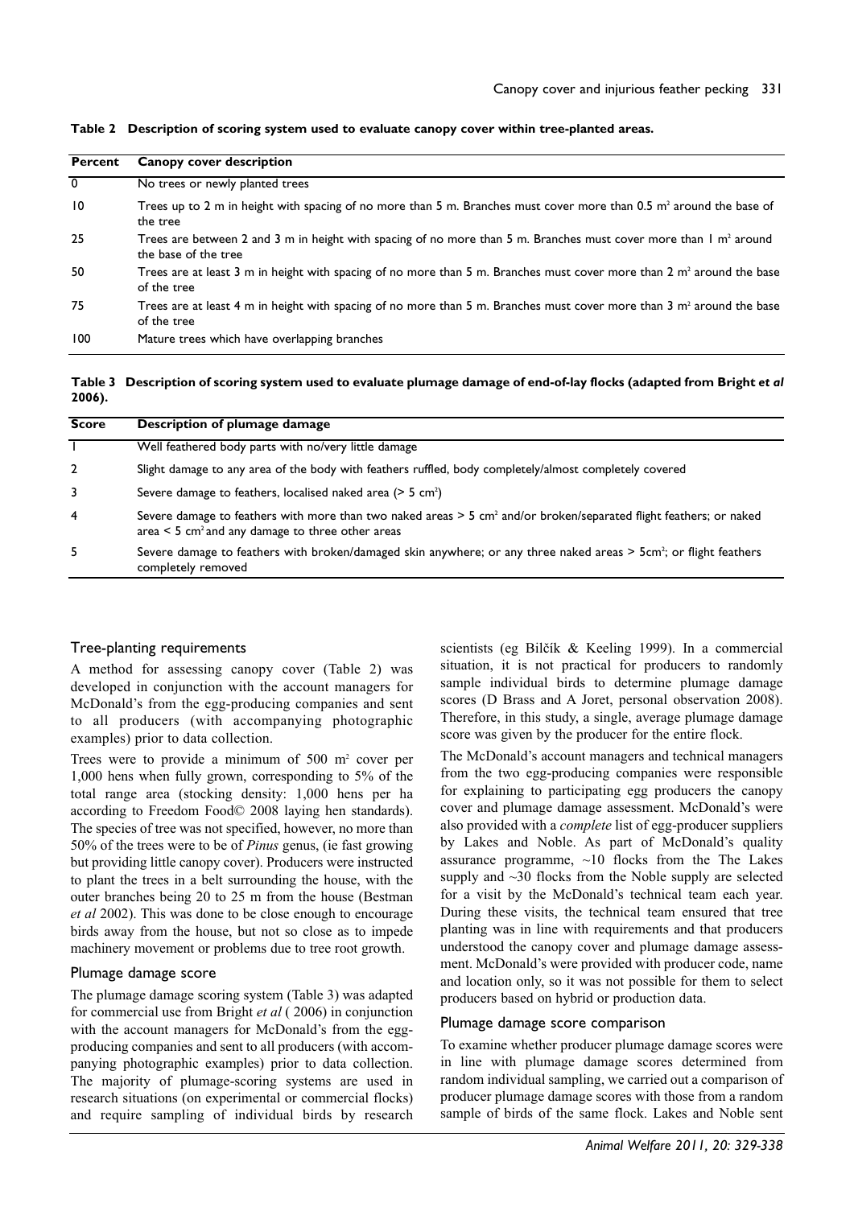**Table 2 Description of scoring system used to evaluate canopy cover within tree-planted areas.**

| Percent | Canopy cover description |
|---|---|
| 0 | No trees or newly planted trees |
| 10 | Trees up to 2 m in height with spacing of no more than 5 m. Branches must cover more than 0.5 m² around the base of the tree |
| 25 | Trees are between 2 and 3 m in height with spacing of no more than 5 m. Branches must cover more than 1 m² around the base of the tree |
| 50 | Trees are at least 3 m in height with spacing of no more than 5 m. Branches must cover more than 2 m² around the base of the tree |
| 75 | Trees are at least 4 m in height with spacing of no more than 5 m. Branches must cover more than 3 m² around the base of the tree |
| 100 | Mature trees which have overlapping branches |

**Table 3 Description of scoring system used to evaluate plumage damage of end-of-lay flocks (adapted from Bright *et al* 2006).**

| Score | Description of plumage damage |
|---|---|
| 1 | Well feathered body parts with no/very little damage |
| 2 | Slight damage to any area of the body with feathers ruffled, body completely/almost completely covered |
| 3 | Severe damage to feathers, localised naked area (> 5 cm²) |
| 4 | Severe damage to feathers with more than two naked areas > 5 cm² and/or broken/separated flight feathers; or naked area < 5 cm² and any damage to three other areas |
| 5 | Severe damage to feathers with broken/damaged skin anywhere; or any three naked areas > 5cm²; or flight feathers completely removed |

### Tree-planting requirements

A method for assessing canopy cover (Table 2) was developed in conjunction with the account managers for McDonald's from the egg-producing companies and sent to all producers (with accompanying photographic examples) prior to data collection.

Trees were to provide a minimum of 500 m² cover per 1,000 hens when fully grown, corresponding to 5% of the total range area (stocking density: 1,000 hens per ha according to Freedom Food© 2008 laying hen standards). The species of tree was not specified, however, no more than 50% of the trees were to be of *Pinus* genus, (ie fast growing but providing little canopy cover). Producers were instructed to plant the trees in a belt surrounding the house, with the outer branches being 20 to 25 m from the house (Bestman *et al* 2002). This was done to be close enough to encourage birds away from the house, but not so close as to impede machinery movement or problems due to tree root growth.

### Plumage damage score

The plumage damage scoring system (Table 3) was adapted for commercial use from Bright *et al* ( 2006) in conjunction with the account managers for McDonald's from the egg-producing companies and sent to all producers (with accompanying photographic examples) prior to data collection. The majority of plumage-scoring systems are used in research situations (on experimental or commercial flocks) and require sampling of individual birds by research scientists (eg Bilčík & Keeling 1999). In a commercial situation, it is not practical for producers to randomly sample individual birds to determine plumage damage scores (D Brass and A Joret, personal observation 2008). Therefore, in this study, a single, average plumage damage score was given by the producer for the entire flock.

The McDonald's account managers and technical managers from the two egg-producing companies were responsible for explaining to participating egg producers the canopy cover and plumage damage assessment. McDonald's were also provided with a *complete* list of egg-producer suppliers by Lakes and Noble. As part of McDonald's quality assurance programme, ~10 flocks from the The Lakes supply and ~30 flocks from the Noble supply are selected for a visit by the McDonald's technical team each year. During these visits, the technical team ensured that tree planting was in line with requirements and that producers understood the canopy cover and plumage damage assessment. McDonald's were provided with producer code, name and location only, so it was not possible for them to select producers based on hybrid or production data.

### Plumage damage score comparison

To examine whether producer plumage damage scores were in line with plumage damage scores determined from random individual sampling, we carried out a comparison of producer plumage damage scores with those from a random sample of birds of the same flock. Lakes and Noble sent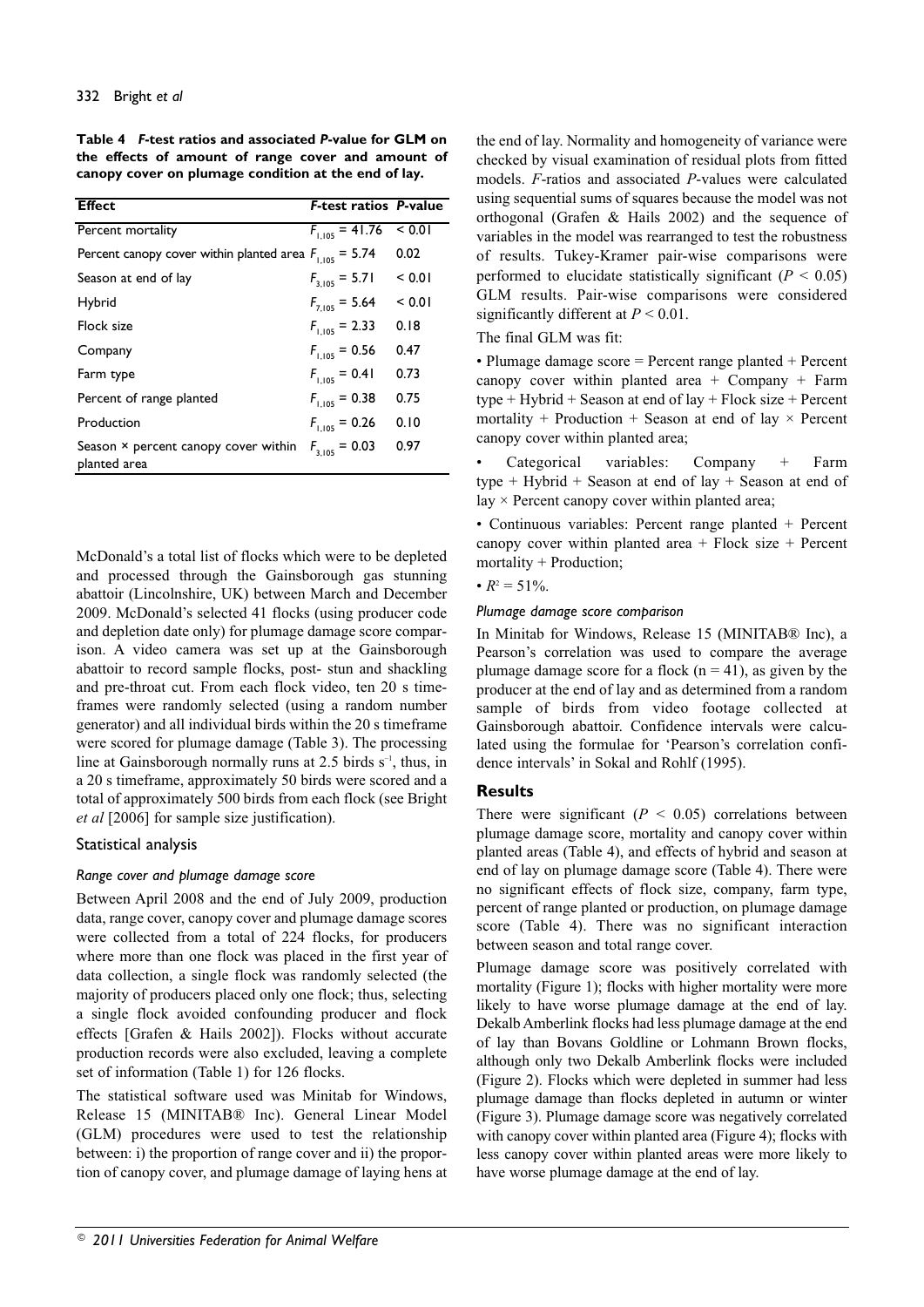**Table 4 *F*-test ratios and associated *P*-value for GLM on the effects of amount of range cover and amount of canopy cover on plumage condition at the end of lay.**

| Effect | *F*-test ratios | *P*-value |
|---|---|---|
| Percent mortality | $F_{1,105} = 41.76$ | < 0.01 |
| Percent canopy cover within planted area | $F_{1,105} = 5.74$ | 0.02 |
| Season at end of lay | $F_{3,105} = 5.71$ | < 0.01 |
| Hybrid | $F_{7,105} = 5.64$ | < 0.01 |
| Flock size | $F_{1,105} = 2.33$ | 0.18 |
| Company | $F_{1,105} = 0.56$ | 0.47 |
| Farm type | $F_{1,105} = 0.41$ | 0.73 |
| Percent of range planted | $F_{1,105} = 0.38$ | 0.75 |
| Production | $F_{1,105} = 0.26$ | 0.10 |
| Season × percent canopy cover within planted area | $F_{3,105} = 0.03$ | 0.97 |

McDonald's a total list of flocks which were to be depleted and processed through the Gainsborough gas stunning abattoir (Lincolnshire, UK) between March and December 2009. McDonald's selected 41 flocks (using producer code and depletion date only) for plumage damage score comparison. A video camera was set up at the Gainsborough abattoir to record sample flocks, post- stun and shackling and pre-throat cut. From each flock video, ten 20 s time-frames were randomly selected (using a random number generator) and all individual birds within the 20 s timeframe were scored for plumage damage (Table 3). The processing line at Gainsborough normally runs at 2.5 birds $s^{-1}$, thus, in a 20 s timeframe, approximately 50 birds were scored and a total of approximately 500 birds from each flock (see Bright *et al* [2006] for sample size justification).

## Statistical analysis

### *Range cover and plumage damage score*

Between April 2008 and the end of July 2009, production data, range cover, canopy cover and plumage damage scores were collected from a total of 224 flocks, for producers where more than one flock was placed in the first year of data collection, a single flock was randomly selected (the majority of producers placed only one flock; thus, selecting a single flock avoided confounding producer and flock effects [Grafen & Hails 2002]). Flocks without accurate production records were also excluded, leaving a complete set of information (Table 1) for 126 flocks.

The statistical software used was Minitab for Windows, Release 15 (MINITAB® Inc). General Linear Model (GLM) procedures were used to test the relationship between: i) the proportion of range cover and ii) the proportion of canopy cover, and plumage damage of laying hens at the end of lay. Normality and homogeneity of variance were checked by visual examination of residual plots from fitted models. *F*-ratios and associated *P*-values were calculated using sequential sums of squares because the model was not orthogonal (Grafen & Hails 2002) and the sequence of variables in the model was rearranged to test the robustness of results. Tukey-Kramer pair-wise comparisons were performed to elucidate statistically significant ($P < 0.05$) GLM results. Pair-wise comparisons were considered significantly different at $P < 0.01$.

The final GLM was fit:

• Plumage damage score = Percent range planted + Percent canopy cover within planted area + Company + Farm type + Hybrid + Season at end of lay + Flock size + Percent mortality + Production + Season at end of lay × Percent canopy cover within planted area;

• Categorical variables: Company + Farm type + Hybrid + Season at end of lay + Season at end of lay × Percent canopy cover within planted area;

• Continuous variables: Percent range planted + Percent canopy cover within planted area + Flock size + Percent mortality + Production;

• $R^2 = 51\%$.

### *Plumage damage score comparison*

In Minitab for Windows, Release 15 (MINITAB® Inc), a Pearson's correlation was used to compare the average plumage damage score for a flock (n = 41), as given by the producer at the end of lay and as determined from a random sample of birds from video footage collected at Gainsborough abattoir. Confidence intervals were calculated using the formulae for 'Pearson's correlation confidence intervals' in Sokal and Rohlf (1995).

## Results

There were significant ($P < 0.05$) correlations between plumage damage score, mortality and canopy cover within planted areas (Table 4), and effects of hybrid and season at end of lay on plumage damage score (Table 4). There were no significant effects of flock size, company, farm type, percent of range planted or production, on plumage damage score (Table 4). There was no significant interaction between season and total range cover.

Plumage damage score was positively correlated with mortality (Figure 1); flocks with higher mortality were more likely to have worse plumage damage at the end of lay. Dekalb Amberlink flocks had less plumage damage at the end of lay than Bovans Goldline or Lohmann Brown flocks, although only two Dekalb Amberlink flocks were included (Figure 2). Flocks which were depleted in summer had less plumage damage than flocks depleted in autumn or winter (Figure 3). Plumage damage score was negatively correlated with canopy cover within planted area (Figure 4); flocks with less canopy cover within planted areas were more likely to have worse plumage damage at the end of lay.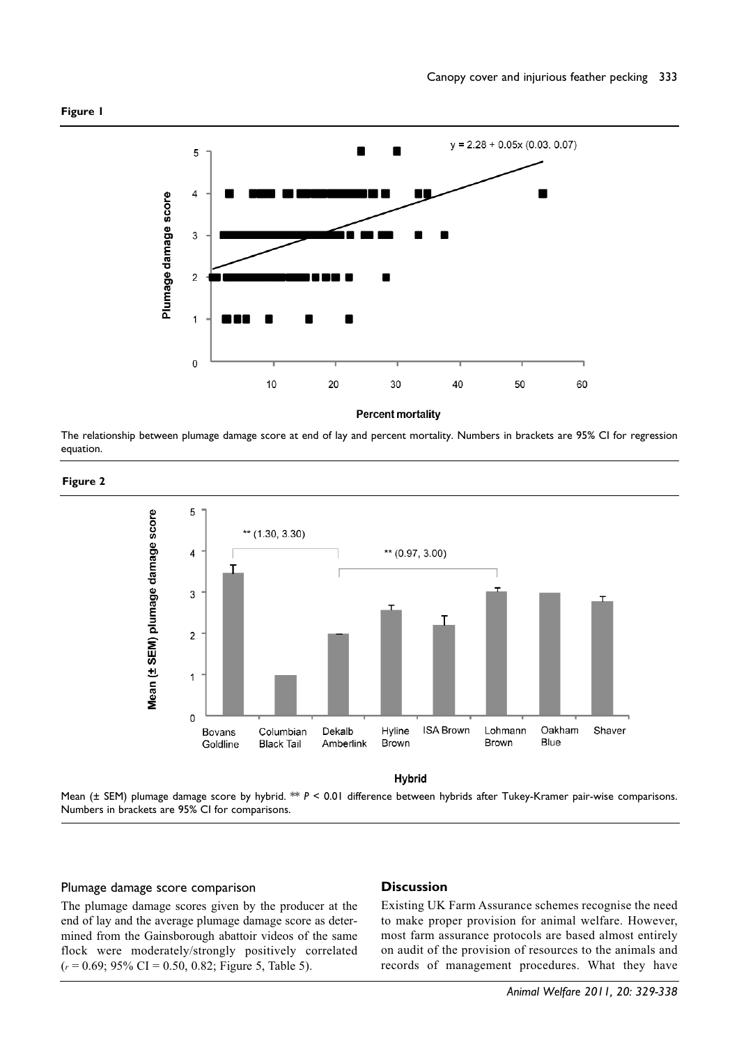**Figure 1**

The relationship between plumage damage score at end of lay and percent mortality. Numbers in brackets are 95% CI for regression equation.

**Figure 2**

Mean (± SEM) plumage damage score by hybrid. ** $P < 0.01$ difference between hybrids after Tukey-Kramer pair-wise comparisons. Numbers in brackets are 95% CI for comparisons.

## Plumage damage score comparison

The plumage damage scores given by the producer at the end of lay and the average plumage damage score as determined from the Gainsborough abattoir videos of the same flock were moderately/strongly positively correlated ($r = 0.69$; 95% CI = 0.50, 0.82; Figure 5, Table 5).

## Discussion

Existing UK Farm Assurance schemes recognise the need to make proper provision for animal welfare. However, most farm assurance protocols are based almost entirely on audit of the provision of resources to the animals and records of management procedures. What they have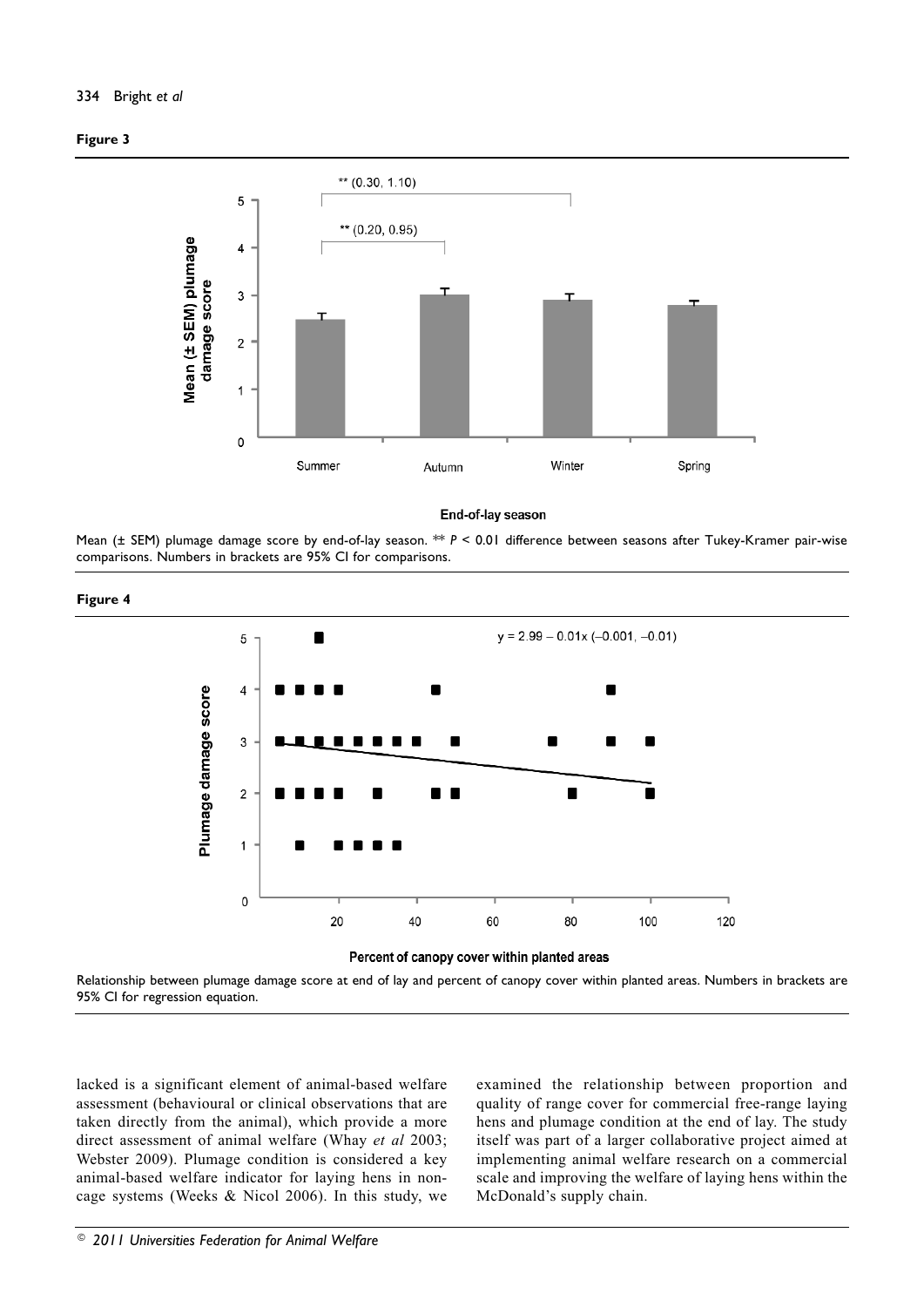**Figure 3**

Mean (± SEM) plumage damage score by end-of-lay season. ** $P < 0.01$ difference between seasons after Tukey-Kramer pair-wise comparisons. Numbers in brackets are 95% CI for comparisons.

**Figure 4**

Relationship between plumage damage score at end of lay and percent of canopy cover within planted areas. Numbers in brackets are 95% CI for regression equation.

lacked is a significant element of animal-based welfare assessment (behavioural or clinical observations that are taken directly from the animal), which provide a more direct assessment of animal welfare (Whay *et al* 2003; Webster 2009). Plumage condition is considered a key animal-based welfare indicator for laying hens in non-cage systems (Weeks & Nicol 2006). In this study, we examined the relationship between proportion and quality of range cover for commercial free-range laying hens and plumage condition at the end of lay. The study itself was part of a larger collaborative project aimed at implementing animal welfare research on a commercial scale and improving the welfare of laying hens within the McDonald's supply chain.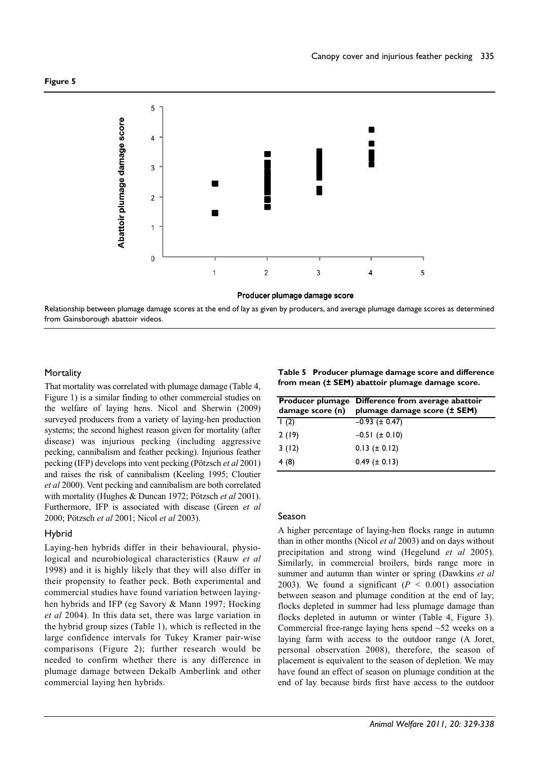**Figure 5**

Relationship between plumage damage scores at the end of lay as given by producers, and average plumage damage scores as determined from Gainsborough abattoir videos.

## Mortality

That mortality was correlated with plumage damage (Table 4, Figure 1) is a similar finding to other commercial studies on the welfare of laying hens. Nicol and Sherwin (2009) surveyed producers from a variety of laying-hen production systems; the second highest reason given for mortality (after disease) was injurious pecking (including aggressive pecking, cannibalism and feather pecking). Injurious feather pecking (IFP) develops into vent pecking (Pötzsch *et al* 2001) and raises the risk of cannibalism (Keeling 1995; Cloutier *et al* 2000). Vent pecking and cannibalism are both correlated with mortality (Hughes & Duncan 1972; Pötzsch *et al* 2001). Furthermore, IFP is associated with disease (Green *et al* 2000; Pötzsch *et al* 2001; Nicol *et al* 2003).

## Hybrid

Laying-hen hybrids differ in their behavioural, physiological and neurobiological characteristics (Rauw *et al* 1998) and it is highly likely that they will also differ in their propensity to feather peck. Both experimental and commercial studies have found variation between laying-hen hybrids and IFP (eg Savory & Mann 1997; Hocking *et al* 2004). In this data set, there was large variation in the hybrid group sizes (Table 1), which is reflected in the large confidence intervals for Tukey Kramer pair-wise comparisons (Figure 2); further research would be needed to confirm whether there is any difference in plumage damage between Dekalb Amberlink and other commercial laying hen hybrids.

**Table 5 Producer plumage damage score and difference from mean (± SEM) abattoir plumage damage score.**

| Producer plumage damage score (n) | Difference from average abattoir plumage damage score (± SEM) |
|---|---|
| 1 (2) | –0.93 (± 0.47) |
| 2 (19) | –0.51 (± 0.10) |
| 3 (12) | 0.13 (± 0.12) |
| 4 (8) | 0.49 (± 0.13) |

## Season

A higher percentage of laying-hen flocks range in autumn than in other months (Nicol *et al* 2003) and on days without precipitation and strong wind (Hegelund *et al* 2005). Similarly, in commercial broilers, birds range more in summer and autumn than winter or spring (Dawkins *et al* 2003). We found a significant ($P < 0.001$) association between season and plumage condition at the end of lay; flocks depleted in summer had less plumage damage than flocks depleted in autumn or winter (Table 4, Figure 3). Commercial free-range laying hens spend ~52 weeks on a laying farm with access to the outdoor range (A Joret, personal observation 2008), therefore, the season of placement is equivalent to the season of depletion. We may have found an effect of season on plumage condition at the end of lay because birds first have access to the outdoor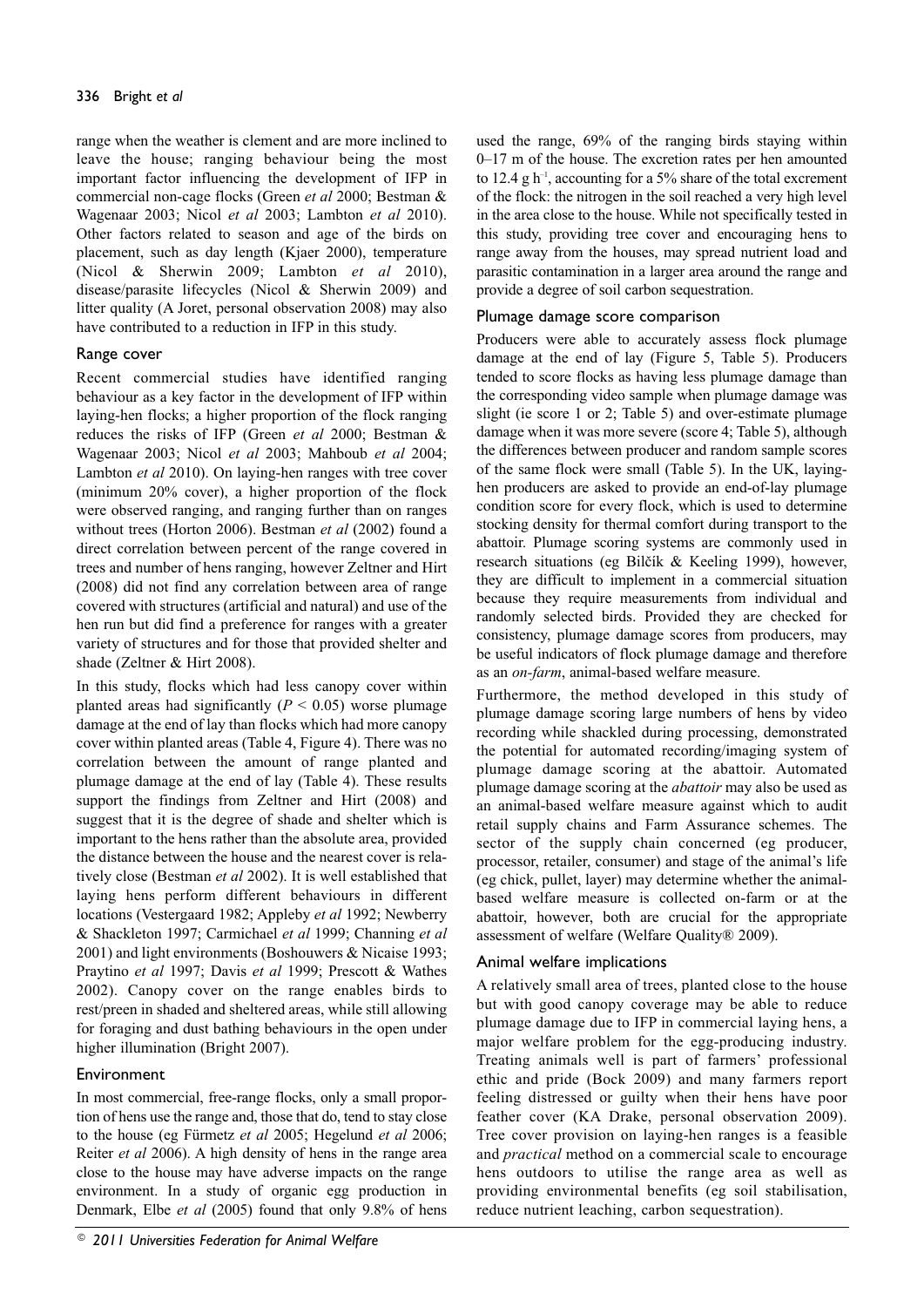range when the weather is clement and are more inclined to leave the house; ranging behaviour being the most important factor influencing the development of IFP in commercial non-cage flocks (Green *et al* 2000; Bestman & Wagenaar 2003; Nicol *et al* 2003; Lambton *et al* 2010). Other factors related to season and age of the birds on placement, such as day length (Kjaer 2000), temperature (Nicol & Sherwin 2009; Lambton *et al* 2010), disease/parasite lifecycles (Nicol & Sherwin 2009) and litter quality (A Joret, personal observation 2008) may also have contributed to a reduction in IFP in this study.

### Range cover

Recent commercial studies have identified ranging behaviour as a key factor in the development of IFP within laying-hen flocks; a higher proportion of the flock ranging reduces the risks of IFP (Green *et al* 2000; Bestman & Wagenaar 2003; Nicol *et al* 2003; Mahboub *et al* 2004; Lambton *et al* 2010). On laying-hen ranges with tree cover (minimum 20% cover), a higher proportion of the flock were observed ranging, and ranging further than on ranges without trees (Horton 2006). Bestman *et al* (2002) found a direct correlation between percent of the range covered in trees and number of hens ranging, however Zeltner and Hirt (2008) did not find any correlation between area of range covered with structures (artificial and natural) and use of the hen run but did find a preference for ranges with a greater variety of structures and for those that provided shelter and shade (Zeltner & Hirt 2008).

In this study, flocks which had less canopy cover within planted areas had significantly ($P < 0.05$) worse plumage damage at the end of lay than flocks which had more canopy cover within planted areas (Table 4, Figure 4). There was no correlation between the amount of range planted and plumage damage at the end of lay (Table 4). These results support the findings from Zeltner and Hirt (2008) and suggest that it is the degree of shade and shelter which is important to the hens rather than the absolute area, provided the distance between the house and the nearest cover is relatively close (Bestman *et al* 2002). It is well established that laying hens perform different behaviours in different locations (Vestergaard 1982; Appleby *et al* 1992; Newberry & Shackleton 1997; Carmichael *et al* 1999; Channing *et al* 2001) and light environments (Boshouwers & Nicaise 1993; Praytino *et al* 1997; Davis *et al* 1999; Prescott & Wathes 2002). Canopy cover on the range enables birds to rest/preen in shaded and sheltered areas, while still allowing for foraging and dust bathing behaviours in the open under higher illumination (Bright 2007).

### Environment

In most commercial, free-range flocks, only a small proportion of hens use the range and, those that do, tend to stay close to the house (eg Fürmetz *et al* 2005; Hegelund *et al* 2006; Reiter *et al* 2006). A high density of hens in the range area close to the house may have adverse impacts on the range environment. In a study of organic egg production in Denmark, Elbe *et al* (2005) found that only 9.8% of hens used the range, 69% of the ranging birds staying within 0–17 m of the house. The excretion rates per hen amounted to 12.4 g $h^{-1}$, accounting for a 5% share of the total excrement of the flock: the nitrogen in the soil reached a very high level in the area close to the house. While not specifically tested in this study, providing tree cover and encouraging hens to range away from the houses, may spread nutrient load and parasitic contamination in a larger area around the range and provide a degree of soil carbon sequestration.

### Plumage damage score comparison

Producers were able to accurately assess flock plumage damage at the end of lay (Figure 5, Table 5). Producers tended to score flocks as having less plumage damage than the corresponding video sample when plumage damage was slight (ie score 1 or 2; Table 5) and over-estimate plumage damage when it was more severe (score 4; Table 5), although the differences between producer and random sample scores of the same flock were small (Table 5). In the UK, laying-hen producers are asked to provide an end-of-lay plumage condition score for every flock, which is used to determine stocking density for thermal comfort during transport to the abattoir. Plumage scoring systems are commonly used in research situations (eg Bilčík & Keeling 1999), however, they are difficult to implement in a commercial situation because they require measurements from individual and randomly selected birds. Provided they are checked for consistency, plumage damage scores from producers, may be useful indicators of flock plumage damage and therefore as an *on-farm*, animal-based welfare measure.

Furthermore, the method developed in this study of plumage damage scoring large numbers of hens by video recording while shackled during processing, demonstrated the potential for automated recording/imaging system of plumage damage scoring at the abattoir. Automated plumage damage scoring at the *abattoir* may also be used as an animal-based welfare measure against which to audit retail supply chains and Farm Assurance schemes. The sector of the supply chain concerned (eg producer, processor, retailer, consumer) and stage of the animal's life (eg chick, pullet, layer) may determine whether the animal-based welfare measure is collected on-farm or at the abattoir, however, both are crucial for the appropriate assessment of welfare (Welfare Quality® 2009).

### Animal welfare implications

A relatively small area of trees, planted close to the house but with good canopy coverage may be able to reduce plumage damage due to IFP in commercial laying hens, a major welfare problem for the egg-producing industry. Treating animals well is part of farmers' professional ethic and pride (Bock 2009) and many farmers report feeling distressed or guilty when their hens have poor feather cover (KA Drake, personal observation 2009). Tree cover provision on laying-hen ranges is a feasible and *practical* method on a commercial scale to encourage hens outdoors to utilise the range area as well as providing environmental benefits (eg soil stabilisation, reduce nutrient leaching, carbon sequestration).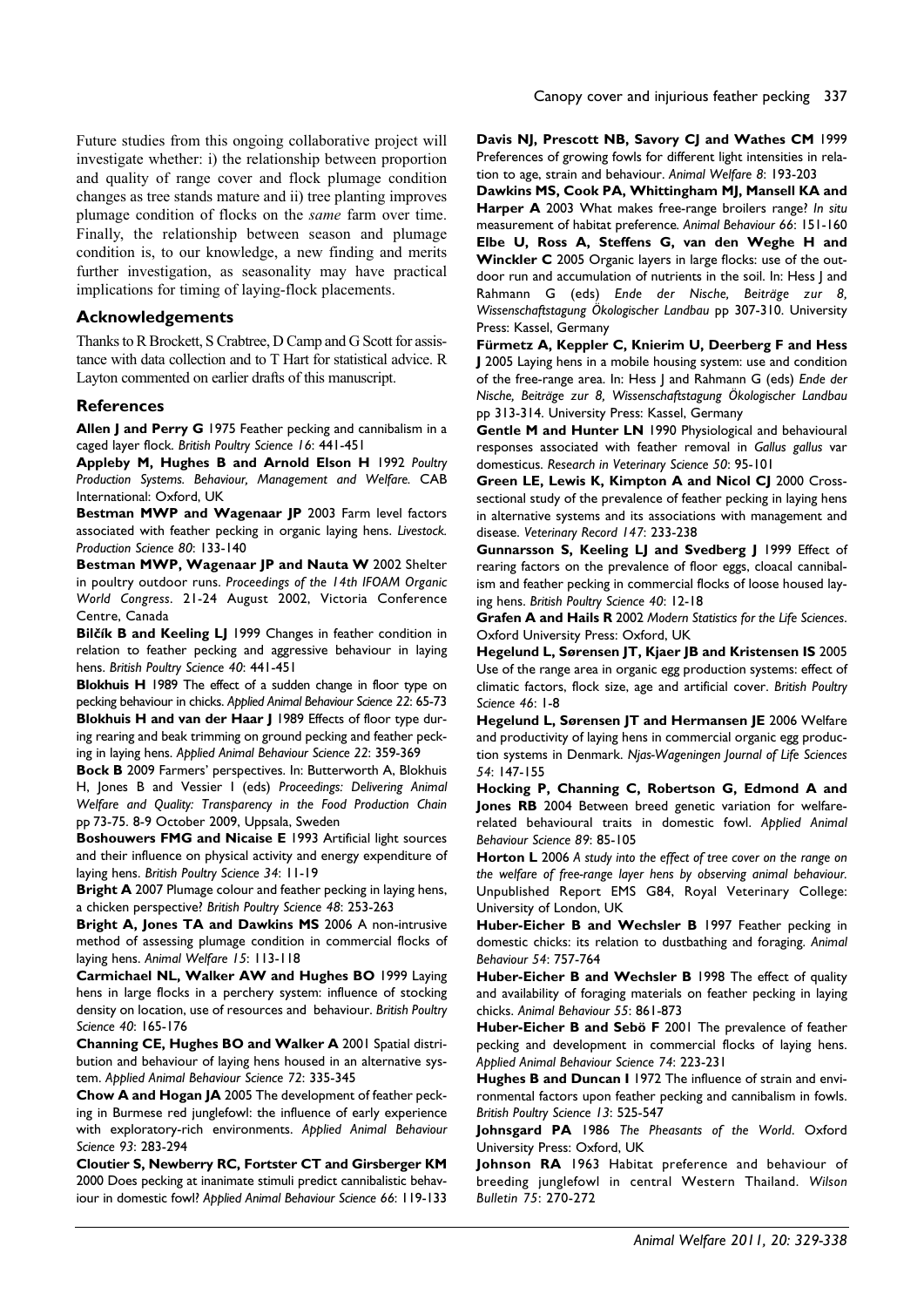Future studies from this ongoing collaborative project will investigate whether: i) the relationship between proportion and quality of range cover and flock plumage condition changes as tree stands mature and ii) tree planting improves plumage condition of flocks on the *same* farm over time. Finally, the relationship between season and plumage condition is, to our knowledge, a new finding and merits further investigation, as seasonality may have practical implications for timing of laying-flock placements.

## Acknowledgements

Thanks to R Brockett, S Crabtree, D Camp and G Scott for assistance with data collection and to T Hart for statistical advice. R Layton commented on earlier drafts of this manuscript.

## References

**Allen J and Perry G** 1975 Feather pecking and cannibalism in a caged layer flock. *British Poultry Science 16*: 441-451

**Appleby M, Hughes B and Arnold Elson H** 1992 *Poultry Production Systems. Behaviour, Management and Welfare.* CAB International: Oxford, UK

**Bestman MWP and Wagenaar JP** 2003 Farm level factors associated with feather pecking in organic laying hens. *Livestock. Production Science 80*: 133-140

**Bestman MWP, Wagenaar JP and Nauta W** 2002 Shelter in poultry outdoor runs. *Proceedings of the 14th IFOAM Organic World Congress*. 21-24 August 2002, Victoria Conference Centre, Canada

**Bilčík B and Keeling LJ** 1999 Changes in feather condition in relation to feather pecking and aggressive behaviour in laying hens. *British Poultry Science 40*: 441-451

**Blokhuis H** 1989 The effect of a sudden change in floor type on pecking behaviour in chicks. *Applied Animal Behaviour Science 22*: 65-73

**Blokhuis H and van der Haar J** 1989 Effects of floor type during rearing and beak trimming on ground pecking and feather pecking in laying hens. *Applied Animal Behaviour Science 22*: 359-369

**Bock B** 2009 Farmers' perspectives. In: Butterworth A, Blokhuis H, Jones B and Vessier I (eds) *Proceedings: Delivering Animal Welfare and Quality: Transparency in the Food Production Chain* pp 73-75. 8-9 October 2009, Uppsala, Sweden

**Boshouwers FMG and Nicaise E** 1993 Artificial light sources and their influence on physical activity and energy expenditure of laying hens. *British Poultry Science 34*: 11-19

**Bright A** 2007 Plumage colour and feather pecking in laying hens, a chicken perspective? *British Poultry Science 48*: 253-263

**Bright A, Jones TA and Dawkins MS** 2006 A non-intrusive method of assessing plumage condition in commercial flocks of laying hens. *Animal Welfare 15*: 113-118

**Carmichael NL, Walker AW and Hughes BO** 1999 Laying hens in large flocks in a perchery system: influence of stocking density on location, use of resources and behaviour. *British Poultry Science 40*: 165-176

**Channing CE, Hughes BO and Walker A** 2001 Spatial distribution and behaviour of laying hens housed in an alternative system. *Applied Animal Behaviour Science 72*: 335-345

**Chow A and Hogan JA** 2005 The development of feather pecking in Burmese red junglefowl: the influence of early experience with exploratory-rich environments. *Applied Animal Behaviour Science 93*: 283-294

**Cloutier S, Newberry RC, Fortster CT and Girsberger KM** 2000 Does pecking at inanimate stimuli predict cannibalistic behaviour in domestic fowl? *Applied Animal Behaviour Science 66*: 119-133

**Davis NJ, Prescott NB, Savory CJ and Wathes CM** 1999 Preferences of growing fowls for different light intensities in relation to age, strain and behaviour. *Animal Welfare 8*: 193-203

**Dawkins MS, Cook PA, Whittingham MJ, Mansell KA and Harper A** 2003 What makes free-range broilers range? *In situ* measurement of habitat preference. *Animal Behaviour 66*: 151-160

**Elbe U, Ross A, Steffens G, van den Weghe H and Winckler C** 2005 Organic layers in large flocks: use of the outdoor run and accumulation of nutrients in the soil. In: Hess J and Rahmann G (eds) *Ende der Nische, Beiträge zur 8, Wissenschaftstagung Ökologischer Landbau* pp 307-310. University Press: Kassel, Germany

**Fürmetz A, Keppler C, Knierim U, Deerberg F and Hess J** 2005 Laying hens in a mobile housing system: use and condition of the free-range area. In: Hess J and Rahmann G (eds) *Ende der Nische, Beiträge zur 8, Wissenschaftstagung Ökologischer Landbau* pp 313-314. University Press: Kassel, Germany

**Gentle M and Hunter LN** 1990 Physiological and behavioural responses associated with feather removal in *Gallus gallus* var domesticus. *Research in Veterinary Science 50*: 95-101

**Green LE, Lewis K, Kimpton A and Nicol CJ** 2000 Cross-sectional study of the prevalence of feather pecking in laying hens in alternative systems and its associations with management and disease. *Veterinary Record 147*: 233-238

**Gunnarsson S, Keeling LJ and Svedberg J** 1999 Effect of rearing factors on the prevalence of floor eggs, cloacal cannibalism and feather pecking in commercial flocks of loose housed laying hens. *British Poultry Science 40*: 12-18

**Grafen A and Hails R** 2002 *Modern Statistics for the Life Sciences*. Oxford University Press: Oxford, UK

**Hegelund L, Sørensen JT, Kjaer JB and Kristensen IS** 2005 Use of the range area in organic egg production systems: effect of climatic factors, flock size, age and artificial cover. *British Poultry Science 46*: 1-8

**Hegelund L, Sørensen JT and Hermansen JE** 2006 Welfare and productivity of laying hens in commercial organic egg production systems in Denmark. *Njas-Wageningen Journal of Life Sciences 54*: 147-155

**Hocking P, Channing C, Robertson G, Edmond A and Jones RB** 2004 Between breed genetic variation for welfare-related behavioural traits in domestic fowl. *Applied Animal Behaviour Science 89*: 85-105

**Horton L** 2006 *A study into the effect of tree cover on the range on the welfare of free-range layer hens by observing animal behaviour.* Unpublished Report EMS G84, Royal Veterinary College: University of London, UK

**Huber-Eicher B and Wechsler B** 1997 Feather pecking in domestic chicks: its relation to dustbathing and foraging. *Animal Behaviour 54*: 757-764

**Huber-Eicher B and Wechsler B** 1998 The effect of quality and availability of foraging materials on feather pecking in laying chicks. *Animal Behaviour 55*: 861-873

**Huber-Eicher B and Sebö F** 2001 The prevalence of feather pecking and development in commercial flocks of laying hens. *Applied Animal Behaviour Science 74*: 223-231

**Hughes B and Duncan I** 1972 The influence of strain and environmental factors upon feather pecking and cannibalism in fowls. *British Poultry Science 13*: 525-547

**Johnsgard PA** 1986 *The Pheasants of the World*. Oxford University Press: Oxford, UK

**Johnson RA** 1963 Habitat preference and behaviour of breeding junglefowl in central Western Thailand. *Wilson Bulletin 75*: 270-272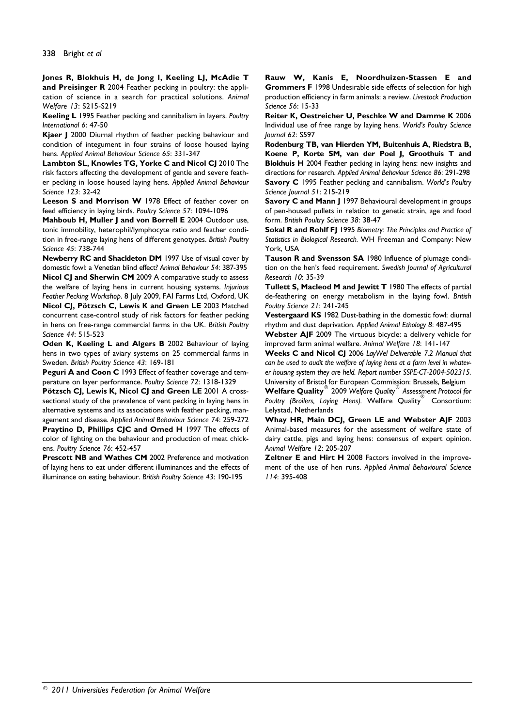**Jones R, Blokhuis H, de Jong I, Keeling LJ, McAdie T and Preisinger R** 2004 Feather pecking in poultry: the application of science in a search for practical solutions. *Animal Welfare 13*: S215-S219

**Keeling L** 1995 Feather pecking and cannibalism in layers. *Poultry International 6*: 47-50

**Kjaer J** 2000 Diurnal rhythm of feather pecking behaviour and condition of integument in four strains of loose housed laying hens. *Applied Animal Behaviour Science 65*: 331-347

**Lambton SL, Knowles TG, Yorke C and Nicol CJ** 2010 The risk factors affecting the development of gentle and severe feather pecking in loose housed laying hens. *Applied Animal Behaviour Science 123*: 32-42

**Leeson S and Morrison W** 1978 Effect of feather cover on feed efficiency in laying birds. *Poultry Science 57*: 1094-1096

**Mahboub H, Muller J and von Borrell E** 2004 Outdoor use, tonic immobility, heterophil/lymphocyte ratio and feather condition in free-range laying hens of different genotypes. *British Poultry Science 45*: 738-744

**Newberry RC and Shackleton DM** 1997 Use of visual cover by domestic fowl: a Venetian blind effect? *Animal Behaviour 54*: 387-395

**Nicol CJ and Sherwin CM** 2009 A comparative study to assess the welfare of laying hens in current housing systems. *Injurious Feather Pecking Workshop*. 8 July 2009, FAI Farms Ltd, Oxford, UK

**Nicol CJ, Pötzsch C, Lewis K and Green LE** 2003 Matched concurrent case-control study of risk factors for feather pecking in hens on free-range commercial farms in the UK. *British Poultry Science 44*: 515-523

**Oden K, Keeling L and Algers B** 2002 Behaviour of laying hens in two types of aviary systems on 25 commercial farms in Sweden. *British Poultry Science 43*: 169-181

**Peguri A and Coon C** 1993 Effect of feather coverage and temperature on layer performance. *Poultry Science 72*: 1318-1329

**Pötzsch CJ, Lewis K, Nicol CJ and Green LE** 2001 A cross-sectional study of the prevalence of vent pecking in laying hens in alternative systems and its associations with feather pecking, management and disease. *Applied Animal Behaviour Science 74*: 259-272

**Praytino D, Phillips CJC and Omed H** 1997 The effects of color of lighting on the behaviour and production of meat chickens. *Poultry Science 76*: 452-457

**Prescott NB and Wathes CM** 2002 Preference and motivation of laying hens to eat under different illuminances and the effects of illuminance on eating behaviour. *British Poultry Science 43*: 190-195

**Rauw W, Kanis E, Noordhuizen-Stassen E and Grommers F** 1998 Undesirable side effects of selection for high production efficiency in farm animals: a review. *Livestock Production Science 56*: 15-33

**Reiter K, Oestreicher U, Peschke W and Damme K** 2006 Individual use of free range by laying hens. *World's Poultry Science Journal 62*: S597

**Rodenburg TB, van Hierden YM, Buitenhuis A, Riedstra B, Koene P, Korte SM, van der Poel J, Groothuis T and Blokhuis H** 2004 Feather pecking in laying hens: new insights and directions for research. *Applied Animal Behaviour Science 86*: 291-298

**Savory C** 1995 Feather pecking and cannibalism. *World's Poultry Science Journal 51*: 215-219

**Savory C and Mann J** 1997 Behavioural development in groups of pen-housed pullets in relation to genetic strain, age and food form. *British Poultry Science 38*: 38-47

**Sokal R and Rohlf FJ** 1995 *Biometry: The Principles and Practice of Statistics in Biological Research.* WH Freeman and Company: New York, USA

**Tauson R and Svensson SA** 1980 Influence of plumage condition on the hen's feed requirement. *Swedish Journal of Agricultural Research 10*: 35-39

**Tullett S, Macleod M and Jewitt T** 1980 The effects of partial de-feathering on energy metabolism in the laying fowl. *British Poultry Science 21*: 241-245

**Vestergaard KS** 1982 Dust-bathing in the domestic fowl: diurnal rhythm and dust deprivation. *Applied Animal Ethology 8*: 487-495

**Webster AJF** 2009 The virtuous bicycle: a delivery vehicle for improved farm animal welfare. *Animal Welfare 18*: 141-147

**Weeks C and Nicol CJ** 2006 *LayWel Deliverable 7.2 Manual that can be used to audit the welfare of laying hens at a farm level in whatever housing system they are held. Report number SSPE-CT-2004-502315.* University of Bristol for European Commission: Brussels, Belgium

**Welfare Quality®** 2009 *Welfare Quality® Assessment Protocol for Poultry (Broilers, Laying Hens).* Welfare Quality® Consortium: Lelystad, Netherlands

**Whay HR, Main DCJ, Green LE and Webster AJF** 2003 Animal-based measures for the assessment of welfare state of dairy cattle, pigs and laying hens: consensus of expert opinion. *Animal Welfare 12*: 205-207

**Zeltner E and Hirt H** 2008 Factors involved in the improvement of the use of hen runs. *Applied Animal Behavioural Science 114*: 395-408